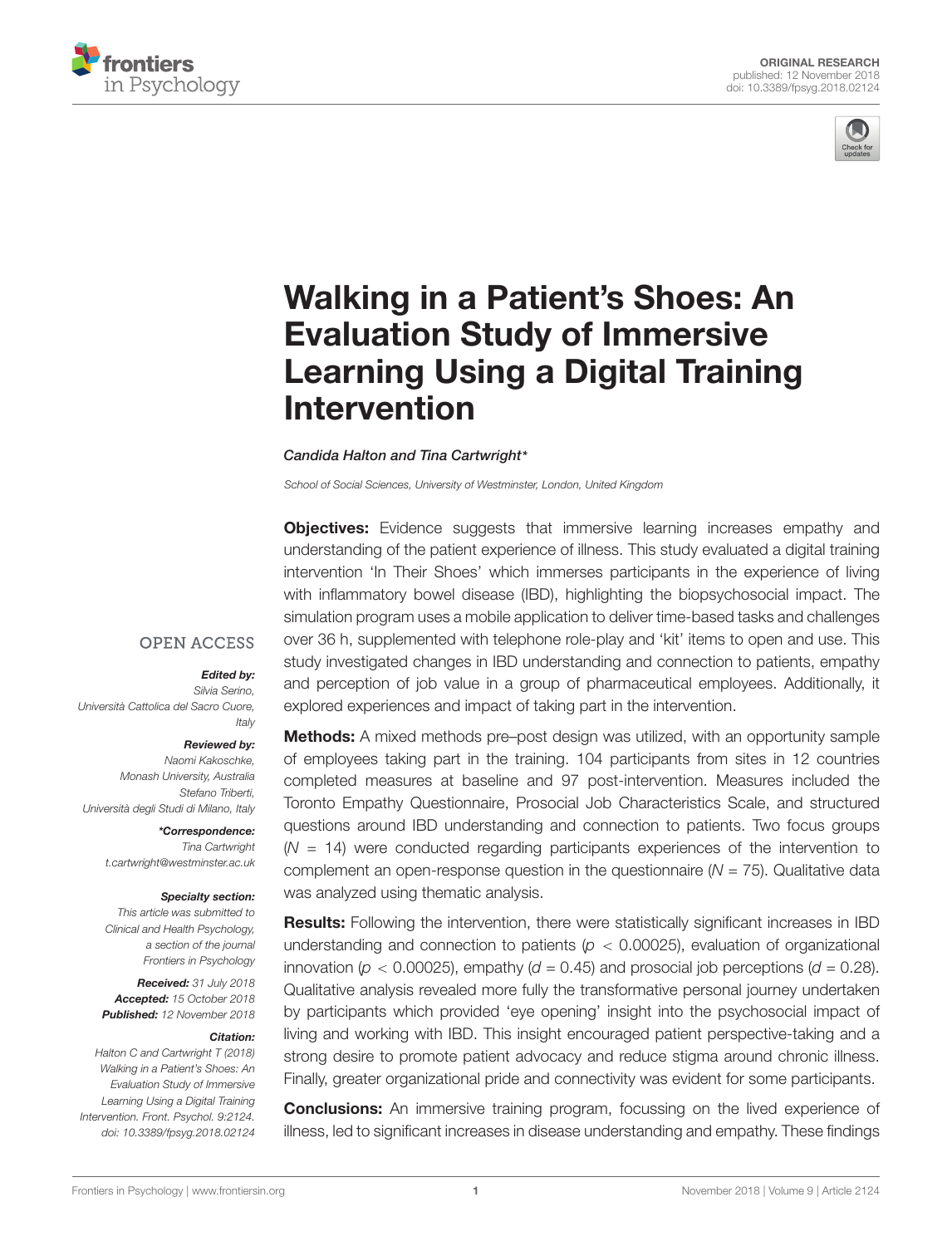ORIGINAL RESEARCH
published: 12 November 2018
doi: 10.3389/fpsyg.2018.02124

# Walking in a Patient's Shoes: An Evaluation Study of Immersive Learning Using a Digital Training Intervention

*Candida Halton and Tina Cartwright\**

*School of Social Sciences, University of Westminster, London, United Kingdom*

OPEN ACCESS

***Edited by:***
*Silvia Serino,*
*Università Cattolica del Sacro Cuore, Italy*

***Reviewed by:***
*Naomi Kakoschke,*
*Monash University, Australia*
*Stefano Triberti,*
*Università degli Studi di Milano, Italy*

***\*Correspondence:***
*Tina Cartwright*
*t.cartwright@westminster.ac.uk*

***Specialty section:***
*This article was submitted to Clinical and Health Psychology, a section of the journal Frontiers in Psychology*

***Received:*** *31 July 2018*
***Accepted:*** *15 October 2018*
***Published:*** *12 November 2018*

***Citation:***
*Halton C and Cartwright T (2018) Walking in a Patient's Shoes: An Evaluation Study of Immersive Learning Using a Digital Training Intervention. Front. Psychol. 9:2124. doi: 10.3389/fpsyg.2018.02124*

**Objectives:** Evidence suggests that immersive learning increases empathy and understanding of the patient experience of illness. This study evaluated a digital training intervention 'In Their Shoes' which immerses participants in the experience of living with inflammatory bowel disease (IBD), highlighting the biopsychosocial impact. The simulation program uses a mobile application to deliver time-based tasks and challenges over 36 h, supplemented with telephone role-play and 'kit' items to open and use. This study investigated changes in IBD understanding and connection to patients, empathy and perception of job value in a group of pharmaceutical employees. Additionally, it explored experiences and impact of taking part in the intervention.

**Methods:** A mixed methods pre–post design was utilized, with an opportunity sample of employees taking part in the training. 104 participants from sites in 12 countries completed measures at baseline and 97 post-intervention. Measures included the Toronto Empathy Questionnaire, Prosocial Job Characteristics Scale, and structured questions around IBD understanding and connection to patients. Two focus groups ($N = 14$) were conducted regarding participants experiences of the intervention to complement an open-response question in the questionnaire ($N = 75$). Qualitative data was analyzed using thematic analysis.

**Results:** Following the intervention, there were statistically significant increases in IBD understanding and connection to patients ($p < 0.00025$), evaluation of organizational innovation ($p < 0.00025$), empathy ($d = 0.45$) and prosocial job perceptions ($d = 0.28$). Qualitative analysis revealed more fully the transformative personal journey undertaken by participants which provided 'eye opening' insight into the psychosocial impact of living and working with IBD. This insight encouraged patient perspective-taking and a strong desire to promote patient advocacy and reduce stigma around chronic illness. Finally, greater organizational pride and connectivity was evident for some participants.

**Conclusions:** An immersive training program, focussing on the lived experience of illness, led to significant increases in disease understanding and empathy. These findings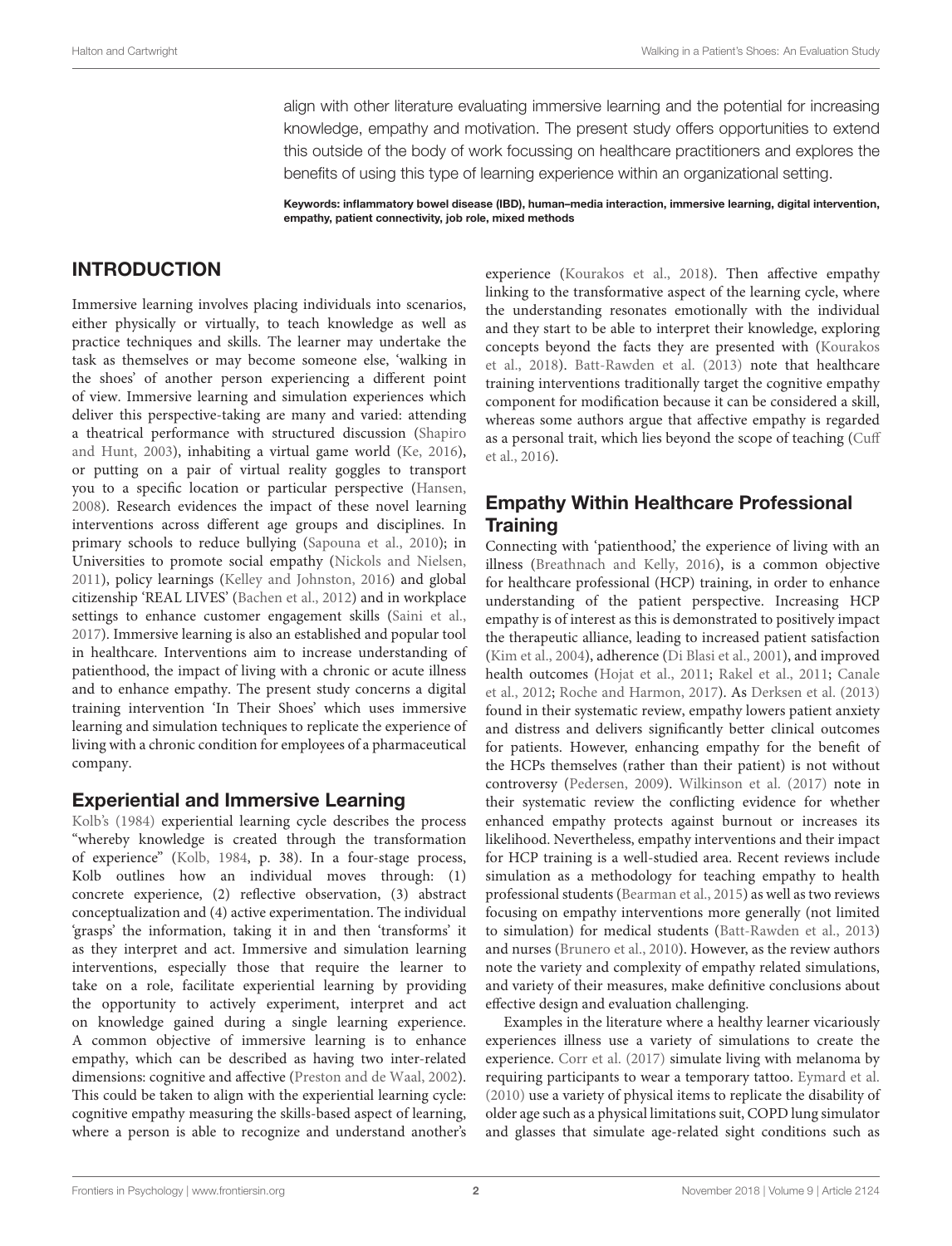align with other literature evaluating immersive learning and the potential for increasing knowledge, empathy and motivation. The present study offers opportunities to extend this outside of the body of work focussing on healthcare practitioners and explores the benefits of using this type of learning experience within an organizational setting.

**Keywords: inflammatory bowel disease (IBD), human–media interaction, immersive learning, digital intervention, empathy, patient connectivity, job role, mixed methods**

## INTRODUCTION

Immersive learning involves placing individuals into scenarios, either physically or virtually, to teach knowledge as well as practice techniques and skills. The learner may undertake the task as themselves or may become someone else, 'walking in the shoes' of another person experiencing a different point of view. Immersive learning and simulation experiences which deliver this perspective-taking are many and varied: attending a theatrical performance with structured discussion (Shapiro and Hunt, 2003), inhabiting a virtual game world (Ke, 2016), or putting on a pair of virtual reality goggles to transport you to a specific location or particular perspective (Hansen, 2008). Research evidences the impact of these novel learning interventions across different age groups and disciplines. In primary schools to reduce bullying (Sapouna et al., 2010); in Universities to promote social empathy (Nickols and Nielsen, 2011), policy learnings (Kelley and Johnston, 2016) and global citizenship 'REAL LIVES' (Bachen et al., 2012) and in workplace settings to enhance customer engagement skills (Saini et al., 2017). Immersive learning is also an established and popular tool in healthcare. Interventions aim to increase understanding of patienthood, the impact of living with a chronic or acute illness and to enhance empathy. The present study concerns a digital training intervention 'In Their Shoes' which uses immersive learning and simulation techniques to replicate the experience of living with a chronic condition for employees of a pharmaceutical company.

### Experiential and Immersive Learning

Kolb's (1984) experiential learning cycle describes the process "whereby knowledge is created through the transformation of experience" (Kolb, 1984, p. 38). In a four-stage process, Kolb outlines how an individual moves through: (1) concrete experience, (2) reflective observation, (3) abstract conceptualization and (4) active experimentation. The individual 'grasps' the information, taking it in and then 'transforms' it as they interpret and act. Immersive and simulation learning interventions, especially those that require the learner to take on a role, facilitate experiential learning by providing the opportunity to actively experiment, interpret and act on knowledge gained during a single learning experience. A common objective of immersive learning is to enhance empathy, which can be described as having two inter-related dimensions: cognitive and affective (Preston and de Waal, 2002). This could be taken to align with the experiential learning cycle: cognitive empathy measuring the skills-based aspect of learning, where a person is able to recognize and understand another's experience (Kourakos et al., 2018). Then affective empathy linking to the transformative aspect of the learning cycle, where the understanding resonates emotionally with the individual and they start to be able to interpret their knowledge, exploring concepts beyond the facts they are presented with (Kourakos et al., 2018). Batt-Rawden et al. (2013) note that healthcare training interventions traditionally target the cognitive empathy component for modification because it can be considered a skill, whereas some authors argue that affective empathy is regarded as a personal trait, which lies beyond the scope of teaching (Cuff et al., 2016).

### Empathy Within Healthcare Professional Training

Connecting with 'patienthood,' the experience of living with an illness (Breathnach and Kelly, 2016), is a common objective for healthcare professional (HCP) training, in order to enhance understanding of the patient perspective. Increasing HCP empathy is of interest as this is demonstrated to positively impact the therapeutic alliance, leading to increased patient satisfaction (Kim et al., 2004), adherence (Di Blasi et al., 2001), and improved health outcomes (Hojat et al., 2011; Rakel et al., 2011; Canale et al., 2012; Roche and Harmon, 2017). As Derksen et al. (2013) found in their systematic review, empathy lowers patient anxiety and distress and delivers significantly better clinical outcomes for patients. However, enhancing empathy for the benefit of the HCPs themselves (rather than their patient) is not without controversy (Pedersen, 2009). Wilkinson et al. (2017) note in their systematic review the conflicting evidence for whether enhanced empathy protects against burnout or increases its likelihood. Nevertheless, empathy interventions and their impact for HCP training is a well-studied area. Recent reviews include simulation as a methodology for teaching empathy to health professional students (Bearman et al., 2015) as well as two reviews focusing on empathy interventions more generally (not limited to simulation) for medical students (Batt-Rawden et al., 2013) and nurses (Brunero et al., 2010). However, as the review authors note the variety and complexity of empathy related simulations, and variety of their measures, make definitive conclusions about effective design and evaluation challenging.

Examples in the literature where a healthy learner vicariously experiences illness use a variety of simulations to create the experience. Corr et al. (2017) simulate living with melanoma by requiring participants to wear a temporary tattoo. Eymard et al. (2010) use a variety of physical items to replicate the disability of older age such as a physical limitations suit, COPD lung simulator and glasses that simulate age-related sight conditions such as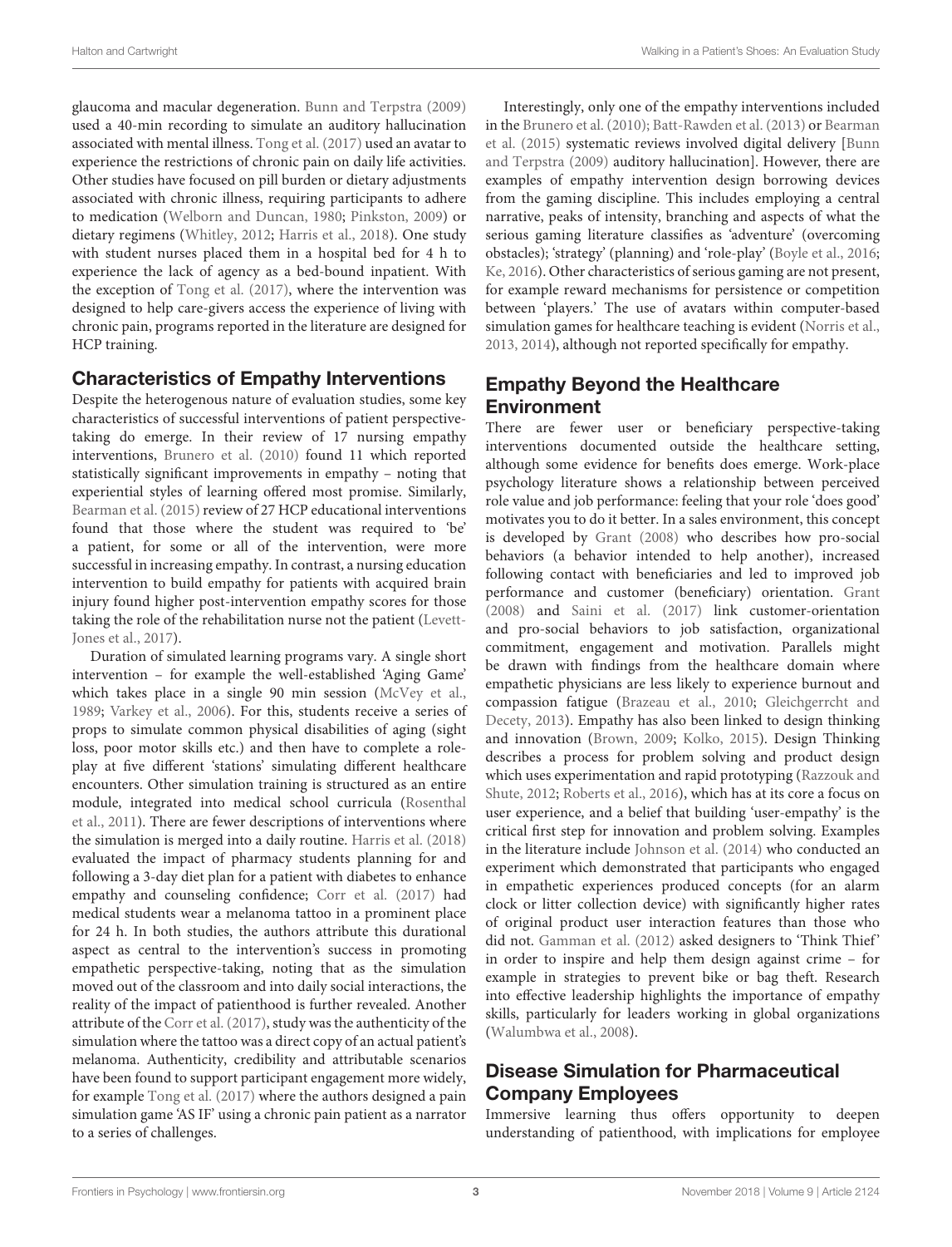glaucoma and macular degeneration. Bunn and Terpstra (2009) used a 40-min recording to simulate an auditory hallucination associated with mental illness. Tong et al. (2017) used an avatar to experience the restrictions of chronic pain on daily life activities. Other studies have focused on pill burden or dietary adjustments associated with chronic illness, requiring participants to adhere to medication (Welborn and Duncan, 1980; Pinkston, 2009) or dietary regimens (Whitley, 2012; Harris et al., 2018). One study with student nurses placed them in a hospital bed for 4 h to experience the lack of agency as a bed-bound inpatient. With the exception of Tong et al. (2017), where the intervention was designed to help care-givers access the experience of living with chronic pain, programs reported in the literature are designed for HCP training.

## Characteristics of Empathy Interventions

Despite the heterogenous nature of evaluation studies, some key characteristics of successful interventions of patient perspective-taking do emerge. In their review of 17 nursing empathy interventions, Brunero et al. (2010) found 11 which reported statistically significant improvements in empathy – noting that experiential styles of learning offered most promise. Similarly, Bearman et al. (2015) review of 27 HCP educational interventions found that those where the student was required to 'be' a patient, for some or all of the intervention, were more successful in increasing empathy. In contrast, a nursing education intervention to build empathy for patients with acquired brain injury found higher post-intervention empathy scores for those taking the role of the rehabilitation nurse not the patient (Levett-Jones et al., 2017).

Duration of simulated learning programs vary. A single short intervention – for example the well-established 'Aging Game' which takes place in a single 90 min session (McVey et al., 1989; Varkey et al., 2006). For this, students receive a series of props to simulate common physical disabilities of aging (sight loss, poor motor skills etc.) and then have to complete a role-play at five different 'stations' simulating different healthcare encounters. Other simulation training is structured as an entire module, integrated into medical school curricula (Rosenthal et al., 2011). There are fewer descriptions of interventions where the simulation is merged into a daily routine. Harris et al. (2018) evaluated the impact of pharmacy students planning for and following a 3-day diet plan for a patient with diabetes to enhance empathy and counseling confidence; Corr et al. (2017) had medical students wear a melanoma tattoo in a prominent place for 24 h. In both studies, the authors attribute this durational aspect as central to the intervention's success in promoting empathetic perspective-taking, noting that as the simulation moved out of the classroom and into daily social interactions, the reality of the impact of patienthood is further revealed. Another attribute of the Corr et al. (2017), study was the authenticity of the simulation where the tattoo was a direct copy of an actual patient's melanoma. Authenticity, credibility and attributable scenarios have been found to support participant engagement more widely, for example Tong et al. (2017) where the authors designed a pain simulation game 'AS IF' using a chronic pain patient as a narrator to a series of challenges.

Interestingly, only one of the empathy interventions included in the Brunero et al. (2010); Batt-Rawden et al. (2013) or Bearman et al. (2015) systematic reviews involved digital delivery [Bunn and Terpstra (2009) auditory hallucination]. However, there are examples of empathy intervention design borrowing devices from the gaming discipline. This includes employing a central narrative, peaks of intensity, branching and aspects of what the serious gaming literature classifies as 'adventure' (overcoming obstacles); 'strategy' (planning) and 'role-play' (Boyle et al., 2016; Ke, 2016). Other characteristics of serious gaming are not present, for example reward mechanisms for persistence or competition between 'players.' The use of avatars within computer-based simulation games for healthcare teaching is evident (Norris et al., 2013, 2014), although not reported specifically for empathy.

## Empathy Beyond the Healthcare Environment

There are fewer user or beneficiary perspective-taking interventions documented outside the healthcare setting, although some evidence for benefits does emerge. Work-place psychology literature shows a relationship between perceived role value and job performance: feeling that your role 'does good' motivates you to do it better. In a sales environment, this concept is developed by Grant (2008) who describes how pro-social behaviors (a behavior intended to help another), increased following contact with beneficiaries and led to improved job performance and customer (beneficiary) orientation. Grant (2008) and Saini et al. (2017) link customer-orientation and pro-social behaviors to job satisfaction, organizational commitment, engagement and motivation. Parallels might be drawn with findings from the healthcare domain where empathetic physicians are less likely to experience burnout and compassion fatigue (Brazeau et al., 2010; Gleichgerrcht and Decety, 2013). Empathy has also been linked to design thinking and innovation (Brown, 2009; Kolko, 2015). Design Thinking describes a process for problem solving and product design which uses experimentation and rapid prototyping (Razzouk and Shute, 2012; Roberts et al., 2016), which has at its core a focus on user experience, and a belief that building 'user-empathy' is the critical first step for innovation and problem solving. Examples in the literature include Johnson et al. (2014) who conducted an experiment which demonstrated that participants who engaged in empathetic experiences produced concepts (for an alarm clock or litter collection device) with significantly higher rates of original product user interaction features than those who did not. Gamman et al. (2012) asked designers to 'Think Thief' in order to inspire and help them design against crime – for example in strategies to prevent bike or bag theft. Research into effective leadership highlights the importance of empathy skills, particularly for leaders working in global organizations (Walumbwa et al., 2008).

## Disease Simulation for Pharmaceutical Company Employees

Immersive learning thus offers opportunity to deepen understanding of patienthood, with implications for employee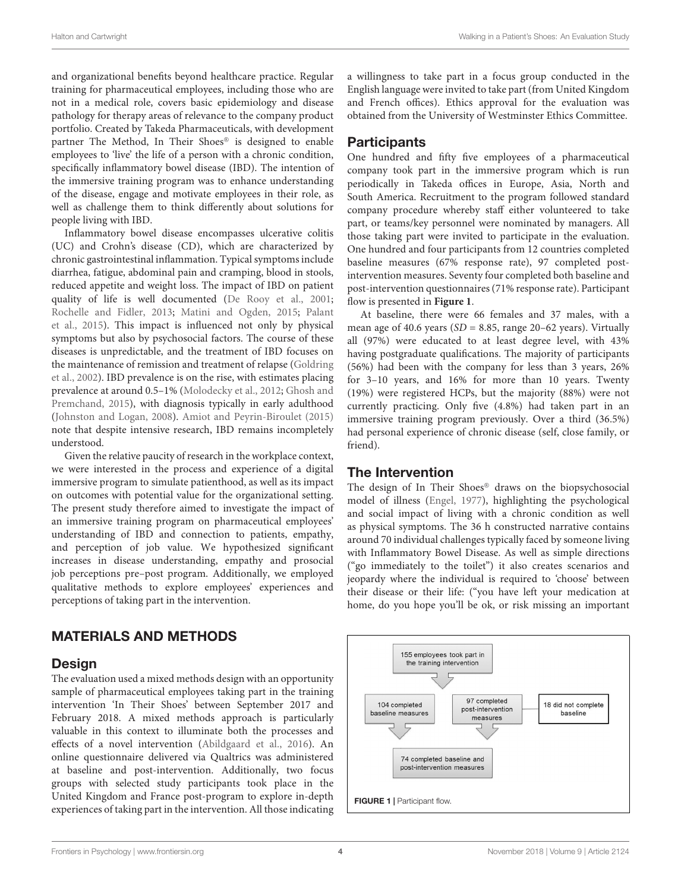and organizational benefits beyond healthcare practice. Regular training for pharmaceutical employees, including those who are not in a medical role, covers basic epidemiology and disease pathology for therapy areas of relevance to the company product portfolio. Created by Takeda Pharmaceuticals, with development partner The Method, In Their Shoes® is designed to enable employees to 'live' the life of a person with a chronic condition, specifically inflammatory bowel disease (IBD). The intention of the immersive training program was to enhance understanding of the disease, engage and motivate employees in their role, as well as challenge them to think differently about solutions for people living with IBD.

Inflammatory bowel disease encompasses ulcerative colitis (UC) and Crohn's disease (CD), which are characterized by chronic gastrointestinal inflammation. Typical symptoms include diarrhea, fatigue, abdominal pain and cramping, blood in stools, reduced appetite and weight loss. The impact of IBD on patient quality of life is well documented (De Rooy et al., 2001; Rochelle and Fidler, 2013; Matini and Ogden, 2015; Palant et al., 2015). This impact is influenced not only by physical symptoms but also by psychosocial factors. The course of these diseases is unpredictable, and the treatment of IBD focuses on the maintenance of remission and treatment of relapse (Goldring et al., 2002). IBD prevalence is on the rise, with estimates placing prevalence at around 0.5–1% (Molodecky et al., 2012; Ghosh and Premchand, 2015), with diagnosis typically in early adulthood (Johnston and Logan, 2008). Amiot and Peyrin-Biroulet (2015) note that despite intensive research, IBD remains incompletely understood.

Given the relative paucity of research in the workplace context, we were interested in the process and experience of a digital immersive program to simulate patienthood, as well as its impact on outcomes with potential value for the organizational setting. The present study therefore aimed to investigate the impact of an immersive training program on pharmaceutical employees' understanding of IBD and connection to patients, empathy, and perception of job value. We hypothesized significant increases in disease understanding, empathy and prosocial job perceptions pre–post program. Additionally, we employed qualitative methods to explore employees' experiences and perceptions of taking part in the intervention.

## MATERIALS AND METHODS

### Design

The evaluation used a mixed methods design with an opportunity sample of pharmaceutical employees taking part in the training intervention 'In Their Shoes' between September 2017 and February 2018. A mixed methods approach is particularly valuable in this context to illuminate both the processes and effects of a novel intervention (Abildgaard et al., 2016). An online questionnaire delivered via Qualtrics was administered at baseline and post-intervention. Additionally, two focus groups with selected study participants took place in the United Kingdom and France post-program to explore in-depth experiences of taking part in the intervention. All those indicating a willingness to take part in a focus group conducted in the English language were invited to take part (from United Kingdom and French offices). Ethics approval for the evaluation was obtained from the University of Westminster Ethics Committee.

### Participants

One hundred and fifty five employees of a pharmaceutical company took part in the immersive program which is run periodically in Takeda offices in Europe, Asia, North and South America. Recruitment to the program followed standard company procedure whereby staff either volunteered to take part, or teams/key personnel were nominated by managers. All those taking part were invited to participate in the evaluation. One hundred and four participants from 12 countries completed baseline measures (67% response rate), 97 completed post-intervention measures. Seventy four completed both baseline and post-intervention questionnaires (71% response rate). Participant flow is presented in **Figure 1**.

At baseline, there were 66 females and 37 males, with a mean age of 40.6 years ($SD$ = 8.85, range 20–62 years). Virtually all (97%) were educated to at least degree level, with 43% having postgraduate qualifications. The majority of participants (56%) had been with the company for less than 3 years, 26% for 3–10 years, and 16% for more than 10 years. Twenty (19%) were registered HCPs, but the majority (88%) were not currently practicing. Only five (4.8%) had taken part in an immersive training program previously. Over a third (36.5%) had personal experience of chronic disease (self, close family, or friend).

### The Intervention

The design of In Their Shoes® draws on the biopsychosocial model of illness (Engel, 1977), highlighting the psychological and social impact of living with a chronic condition as well as physical symptoms. The 36 h constructed narrative contains around 70 individual challenges typically faced by someone living with Inflammatory Bowel Disease. As well as simple directions ("go immediately to the toilet") it also creates scenarios and jeopardy where the individual is required to 'choose' between their disease or their life: ("you have left your medication at home, do you hope you'll be ok, or risk missing an important

155 employees took part in the training intervention

104 completed baseline measures

97 completed post-intervention measures

18 did not complete baseline

74 completed baseline and post-intervention measures

**FIGURE 1** | Participant flow.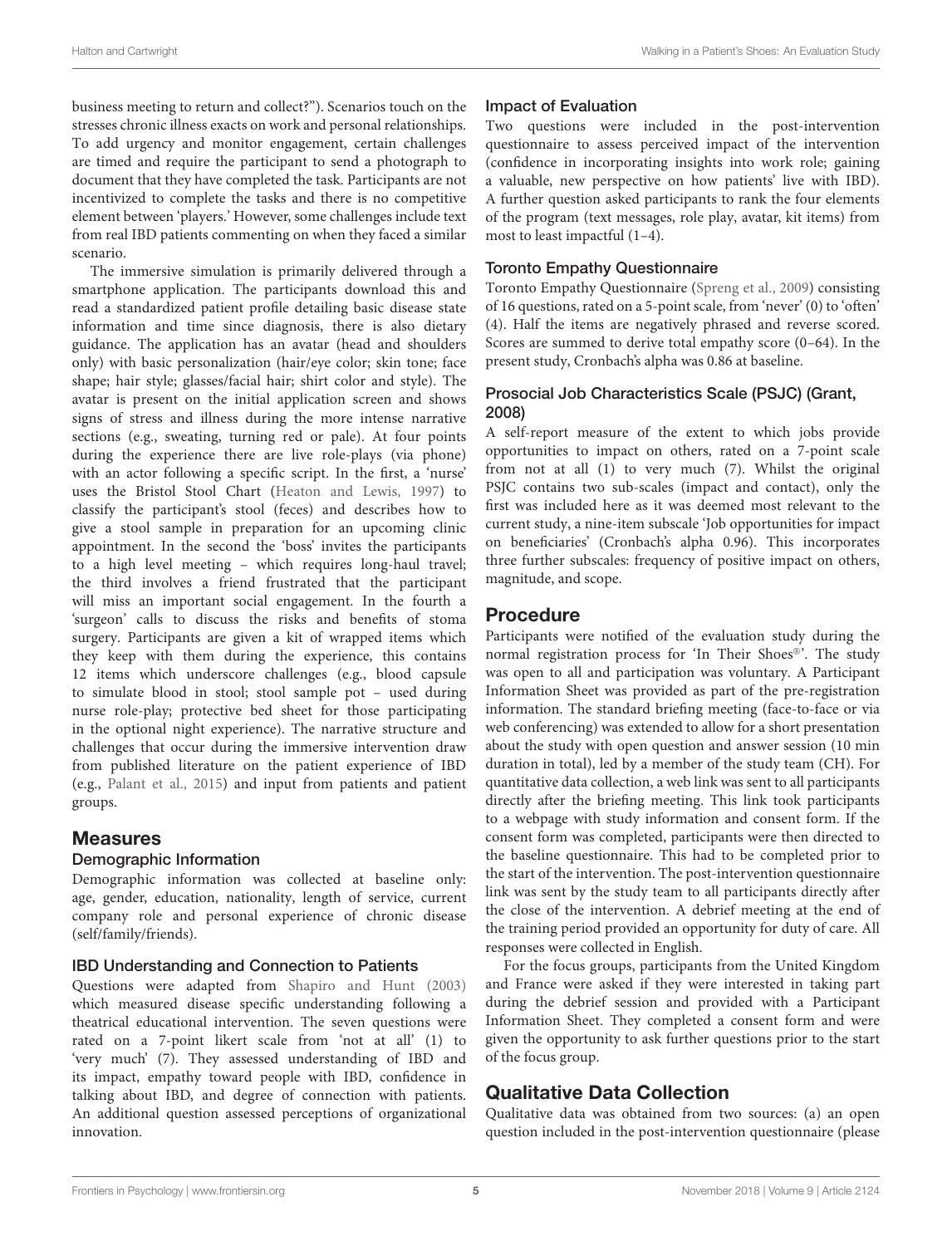business meeting to return and collect?"). Scenarios touch on the stresses chronic illness exacts on work and personal relationships. To add urgency and monitor engagement, certain challenges are timed and require the participant to send a photograph to document that they have completed the task. Participants are not incentivized to complete the tasks and there is no competitive element between 'players.' However, some challenges include text from real IBD patients commenting on when they faced a similar scenario.

The immersive simulation is primarily delivered through a smartphone application. The participants download this and read a standardized patient profile detailing basic disease state information and time since diagnosis, there is also dietary guidance. The application has an avatar (head and shoulders only) with basic personalization (hair/eye color; skin tone; face shape; hair style; glasses/facial hair; shirt color and style). The avatar is present on the initial application screen and shows signs of stress and illness during the more intense narrative sections (e.g., sweating, turning red or pale). At four points during the experience there are live role-plays (via phone) with an actor following a specific script. In the first, a 'nurse' uses the Bristol Stool Chart (Heaton and Lewis, 1997) to classify the participant's stool (feces) and describes how to give a stool sample in preparation for an upcoming clinic appointment. In the second the 'boss' invites the participants to a high level meeting – which requires long-haul travel; the third involves a friend frustrated that the participant will miss an important social engagement. In the fourth a 'surgeon' calls to discuss the risks and benefits of stoma surgery. Participants are given a kit of wrapped items which they keep with them during the experience, this contains 12 items which underscore challenges (e.g., blood capsule to simulate blood in stool; stool sample pot – used during nurse role-play; protective bed sheet for those participating in the optional night experience). The narrative structure and challenges that occur during the immersive intervention draw from published literature on the patient experience of IBD (e.g., Palant et al., 2015) and input from patients and patient groups.

## Measures

### Demographic Information

Demographic information was collected at baseline only: age, gender, education, nationality, length of service, current company role and personal experience of chronic disease (self/family/friends).

### IBD Understanding and Connection to Patients

Questions were adapted from Shapiro and Hunt (2003) which measured disease specific understanding following a theatrical educational intervention. The seven questions were rated on a 7-point likert scale from 'not at all' (1) to 'very much' (7). They assessed understanding of IBD and its impact, empathy toward people with IBD, confidence in talking about IBD, and degree of connection with patients. An additional question assessed perceptions of organizational innovation.

### Impact of Evaluation

Two questions were included in the post-intervention questionnaire to assess perceived impact of the intervention (confidence in incorporating insights into work role; gaining a valuable, new perspective on how patients' live with IBD). A further question asked participants to rank the four elements of the program (text messages, role play, avatar, kit items) from most to least impactful (1–4).

### Toronto Empathy Questionnaire

Toronto Empathy Questionnaire (Spreng et al., 2009) consisting of 16 questions, rated on a 5-point scale, from 'never' (0) to 'often' (4). Half the items are negatively phrased and reverse scored. Scores are summed to derive total empathy score (0–64). In the present study, Cronbach's alpha was 0.86 at baseline.

### Prosocial Job Characteristics Scale (PSJC) (Grant, 2008)

A self-report measure of the extent to which jobs provide opportunities to impact on others, rated on a 7-point scale from not at all (1) to very much (7). Whilst the original PSJC contains two sub-scales (impact and contact), only the first was included here as it was deemed most relevant to the current study, a nine-item subscale 'Job opportunities for impact on beneficiaries' (Cronbach's alpha 0.96). This incorporates three further subscales: frequency of positive impact on others, magnitude, and scope.

## Procedure

Participants were notified of the evaluation study during the normal registration process for 'In Their Shoes®'. The study was open to all and participation was voluntary. A Participant Information Sheet was provided as part of the pre-registration information. The standard briefing meeting (face-to-face or via web conferencing) was extended to allow for a short presentation about the study with open question and answer session (10 min duration in total), led by a member of the study team (CH). For quantitative data collection, a web link was sent to all participants directly after the briefing meeting. This link took participants to a webpage with study information and consent form. If the consent form was completed, participants were then directed to the baseline questionnaire. This had to be completed prior to the start of the intervention. The post-intervention questionnaire link was sent by the study team to all participants directly after the close of the intervention. A debrief meeting at the end of the training period provided an opportunity for duty of care. All responses were collected in English.

For the focus groups, participants from the United Kingdom and France were asked if they were interested in taking part during the debrief session and provided with a Participant Information Sheet. They completed a consent form and were given the opportunity to ask further questions prior to the start of the focus group.

## Qualitative Data Collection

Qualitative data was obtained from two sources: (a) an open question included in the post-intervention questionnaire (please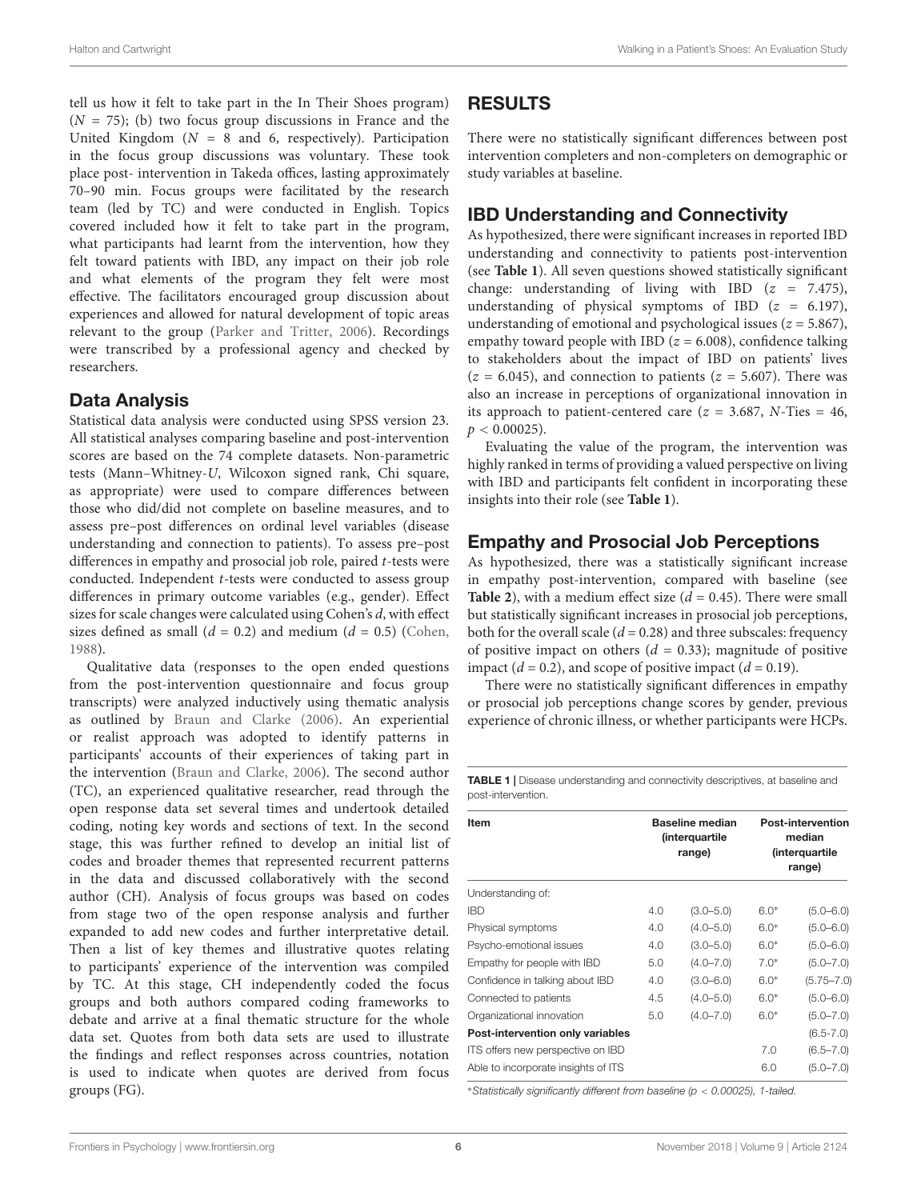tell us how it felt to take part in the In Their Shoes program) ($N = 75$); (b) two focus group discussions in France and the United Kingdom ($N = 8$ and 6, respectively). Participation in the focus group discussions was voluntary. These took place post- intervention in Takeda offices, lasting approximately 70–90 min. Focus groups were facilitated by the research team (led by TC) and were conducted in English. Topics covered included how it felt to take part in the program, what participants had learnt from the intervention, how they felt toward patients with IBD, any impact on their job role and what elements of the program they felt were most effective. The facilitators encouraged group discussion about experiences and allowed for natural development of topic areas relevant to the group (Parker and Tritter, 2006). Recordings were transcribed by a professional agency and checked by researchers.

## Data Analysis

Statistical data analysis were conducted using SPSS version 23. All statistical analyses comparing baseline and post-intervention scores are based on the 74 complete datasets. Non-parametric tests (Mann–Whitney-*U*, Wilcoxon signed rank, Chi square, as appropriate) were used to compare differences between those who did/did not complete on baseline measures, and to assess pre–post differences on ordinal level variables (disease understanding and connection to patients). To assess pre–post differences in empathy and prosocial job role, paired *t*-tests were conducted. Independent *t*-tests were conducted to assess group differences in primary outcome variables (e.g., gender). Effect sizes for scale changes were calculated using Cohen's *d*, with effect sizes defined as small ($d = 0.2$) and medium ($d = 0.5$) (Cohen, 1988).

Qualitative data (responses to the open ended questions from the post-intervention questionnaire and focus group transcripts) were analyzed inductively using thematic analysis as outlined by Braun and Clarke (2006). An experiential or realist approach was adopted to identify patterns in participants' accounts of their experiences of taking part in the intervention (Braun and Clarke, 2006). The second author (TC), an experienced qualitative researcher, read through the open response data set several times and undertook detailed coding, noting key words and sections of text. In the second stage, this was further refined to develop an initial list of codes and broader themes that represented recurrent patterns in the data and discussed collaboratively with the second author (CH). Analysis of focus groups was based on codes from stage two of the open response analysis and further expanded to add new codes and further interpretative detail. Then a list of key themes and illustrative quotes relating to participants' experience of the intervention was compiled by TC. At this stage, CH independently coded the focus groups and both authors compared coding frameworks to debate and arrive at a final thematic structure for the whole data set. Quotes from both data sets are used to illustrate the findings and reflect responses across countries, notation is used to indicate when quotes are derived from focus groups (FG).

# RESULTS

There were no statistically significant differences between post intervention completers and non-completers on demographic or study variables at baseline.

## IBD Understanding and Connectivity

As hypothesized, there were significant increases in reported IBD understanding and connectivity to patients post-intervention (see **Table 1**). All seven questions showed statistically significant change: understanding of living with IBD ($z = 7.475$), understanding of physical symptoms of IBD ($z = 6.197$), understanding of emotional and psychological issues ($z = 5.867$), empathy toward people with IBD ($z = 6.008$), confidence talking to stakeholders about the impact of IBD on patients' lives ($z = 6.045$), and connection to patients ($z = 5.607$). There was also an increase in perceptions of organizational innovation in its approach to patient-centered care ($z = 3.687$, *N*-Ties = 46, $p < 0.00025$).

Evaluating the value of the program, the intervention was highly ranked in terms of providing a valued perspective on living with IBD and participants felt confident in incorporating these insights into their role (see **Table 1**).

## Empathy and Prosocial Job Perceptions

As hypothesized, there was a statistically significant increase in empathy post-intervention, compared with baseline (see **Table 2**), with a medium effect size ($d = 0.45$). There were small but statistically significant increases in prosocial job perceptions, both for the overall scale ($d = 0.28$) and three subscales: frequency of positive impact on others ($d = 0.33$); magnitude of positive impact ($d = 0.2$), and scope of positive impact ($d = 0.19$).

There were no statistically significant differences in empathy or prosocial job perceptions change scores by gender, previous experience of chronic illness, or whether participants were HCPs.

**TABLE 1** | Disease understanding and connectivity descriptives, at baseline and post-intervention.

| Item | Baseline median (interquartile range) | | Post-intervention median (interquartile range) | |
|---|---|---|---|---|
| Understanding of: | | | | |
| IBD | 4.0 | (3.0–5.0) | 6.0* | (5.0–6.0) |
| Physical symptoms | 4.0 | (4.0–5.0) | 6.0* | (5.0–6.0) |
| Psycho-emotional issues | 4.0 | (3.0–5.0) | 6.0* | (5.0–6.0) |
| Empathy for people with IBD | 5.0 | (4.0–7.0) | 7.0* | (5.0–7.0) |
| Confidence in talking about IBD | 4.0 | (3.0–6.0) | 6.0* | (5.75–7.0) |
| Connected to patients | 4.5 | (4.0–5.0) | 6.0* | (5.0–6.0) |
| Organizational innovation | 5.0 | (4.0–7.0) | 6.0* | (5.0–7.0) |
| **Post-intervention only variables** | | | | (6.5-7.0) |
| ITS offers new perspective on IBD | | | 7.0 | (6.5–7.0) |
| Able to incorporate insights of ITS | | | 6.0 | (5.0–7.0) |

*\*Statistically significantly different from baseline ($p < 0.00025$), 1-tailed.*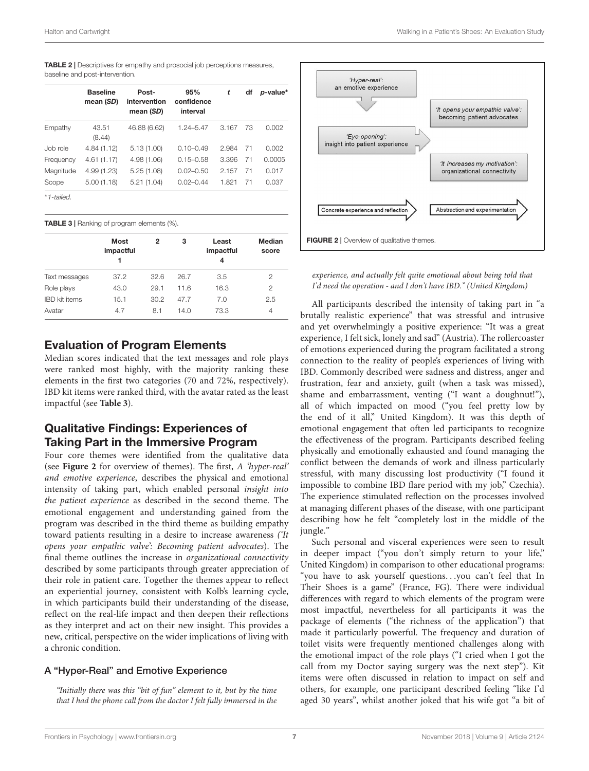**TABLE 2 |** Descriptives for empathy and prosocial job perceptions measures, baseline and post-intervention.

| | Baseline mean (SD) | Post-intervention mean (SD) | 95% confidence interval | t | df | p-value* |
|---|---|---|---|---|---|---|
| Empathy | 43.51 (8.44) | 46.88 (6.62) | 1.24–5.47 | 3.167 | 73 | 0.002 |
| Job role | 4.84 (1.12) | 5.13 (1.00) | 0.10–0.49 | 2.984 | 71 | 0.002 |
| Frequency | 4.61 (1.17) | 4.98 (1.06) | 0.15–0.58 | 3.396 | 71 | 0.0005 |
| Magnitude | 4.99 (1.23) | 5.25 (1.08) | 0.02–0.50 | 2.157 | 71 | 0.017 |
| Scope | 5.00 (1.18) | 5.21 (1.04) | 0.02–0.44 | 1.821 | 71 | 0.037 |

*1-tailed.

**TABLE 3 |** Ranking of program elements (%).

| | Most impactful 1 | 2 | 3 | Least impactful 4 | Median score |
|---|---|---|---|---|---|
| Text messages | 37.2 | 32.6 | 26.7 | 3.5 | 2 |
| Role plays | 43.0 | 29.1 | 11.6 | 16.3 | 2 |
| IBD kit items | 15.1 | 30.2 | 47.7 | 7.0 | 2.5 |
| Avatar | 4.7 | 8.1 | 14.0 | 73.3 | 4 |

## Evaluation of Program Elements

Median scores indicated that the text messages and role plays were ranked most highly, with the majority ranking these elements in the first two categories (70 and 72%, respectively). IBD kit items were ranked third, with the avatar rated as the least impactful (see **Table 3**).

## Qualitative Findings: Experiences of Taking Part in the Immersive Program

Four core themes were identified from the qualitative data (see **Figure 2** for overview of themes). The first, *A 'hyper-real' and emotive experience*, describes the physical and emotional intensity of taking part, which enabled personal *insight into the patient experience* as described in the second theme. The emotional engagement and understanding gained from the program was described in the third theme as building empathy toward patients resulting in a desire to increase awareness *('It opens your empathic valve': Becoming patient advocates)*. The final theme outlines the increase in *organizational connectivity* described by some participants through greater appreciation of their role in patient care. Together the themes appear to reflect an experiential journey, consistent with Kolb's learning cycle, in which participants build their understanding of the disease, reflect on the real-life impact and then deepen their reflections as they interpret and act on their new insight. This provides a new, critical, perspective on the wider implications of living with a chronic condition.

'Hyper-real': an emotive experience

'Eye-opening': insight into patient experience

'It opens your empathic valve': becoming patient advocates

'It increases my motivation': organizational connectivity

Concrete experience and reflection

Abstraction and experimentation

**FIGURE 2 |** Overview of qualitative themes.

### A "Hyper-Real" and Emotive Experience

*"Initially there was this "bit of fun" element to it, but by the time that I had the phone call from the doctor I felt fully immersed in the experience, and actually felt quite emotional about being told that I'd need the operation - and I don't have IBD." (United Kingdom)*

All participants described the intensity of taking part in "a brutally realistic experience" that was stressful and intrusive and yet overwhelmingly a positive experience: "It was a great experience, I felt sick, lonely and sad" (Austria). The rollercoaster of emotions experienced during the program facilitated a strong connection to the reality of people's experiences of living with IBD. Commonly described were sadness and distress, anger and frustration, fear and anxiety, guilt (when a task was missed), shame and embarrassment, venting ("I want a doughnut!"), all of which impacted on mood ("you feel pretty low by the end of it all," United Kingdom). It was this depth of emotional engagement that often led participants to recognize the effectiveness of the program. Participants described feeling physically and emotionally exhausted and found managing the conflict between the demands of work and illness particularly stressful, with many discussing lost productivity ("I found it impossible to combine IBD flare period with my job," Czechia). The experience stimulated reflection on the processes involved at managing different phases of the disease, with one participant describing how he felt "completely lost in the middle of the jungle."

Such personal and visceral experiences were seen to result in deeper impact ("you don't simply return to your life," United Kingdom) in comparison to other educational programs: "you have to ask yourself questions…you can't feel that In Their Shoes is a game" (France, FG). There were individual differences with regard to which elements of the program were most impactful, nevertheless for all participants it was the package of elements ("the richness of the application") that made it particularly powerful. The frequency and duration of toilet visits were frequently mentioned challenges along with the emotional impact of the role plays ("I cried when I got the call from my Doctor saying surgery was the next step"). Kit items were often discussed in relation to impact on self and others, for example, one participant described feeling "like I'd aged 30 years", whilst another joked that his wife got "a bit of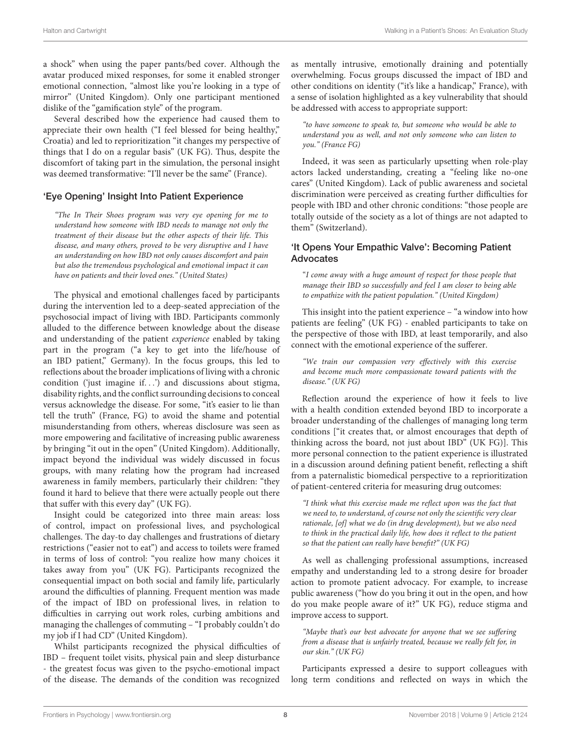a shock" when using the paper pants/bed cover. Although the avatar produced mixed responses, for some it enabled stronger emotional connection, "almost like you're looking in a type of mirror" (United Kingdom). Only one participant mentioned dislike of the "gamification style" of the program.

Several described how the experience had caused them to appreciate their own health ("I feel blessed for being healthy," Croatia) and led to reprioritization "it changes my perspective of things that I do on a regular basis" (UK FG). Thus, despite the discomfort of taking part in the simulation, the personal insight was deemed transformative: "I'll never be the same" (France).

### 'Eye Opening' Insight Into Patient Experience

*"The In Their Shoes program was very eye opening for me to understand how someone with IBD needs to manage not only the treatment of their disease but the other aspects of their life. This disease, and many others, proved to be very disruptive and I have an understanding on how IBD not only causes discomfort and pain but also the tremendous psychological and emotional impact it can have on patients and their loved ones." (United States)*

The physical and emotional challenges faced by participants during the intervention led to a deep-seated appreciation of the psychosocial impact of living with IBD. Participants commonly alluded to the difference between knowledge about the disease and understanding of the patient *experience* enabled by taking part in the program ("a key to get into the life/house of an IBD patient," Germany). In the focus groups, this led to reflections about the broader implications of living with a chronic condition ('just imagine if...') and discussions about stigma, disability rights, and the conflict surrounding decisions to conceal versus acknowledge the disease. For some, "it's easier to lie than tell the truth" (France, FG) to avoid the shame and potential misunderstanding from others, whereas disclosure was seen as more empowering and facilitative of increasing public awareness by bringing "it out in the open" (United Kingdom). Additionally, impact beyond the individual was widely discussed in focus groups, with many relating how the program had increased awareness in family members, particularly their children: "they found it hard to believe that there were actually people out there that suffer with this every day" (UK FG).

Insight could be categorized into three main areas: loss of control, impact on professional lives, and psychological challenges. The day-to day challenges and frustrations of dietary restrictions ("easier not to eat") and access to toilets were framed in terms of loss of control: "you realize how many choices it takes away from you" (UK FG). Participants recognized the consequential impact on both social and family life, particularly around the difficulties of planning. Frequent mention was made of the impact of IBD on professional lives, in relation to difficulties in carrying out work roles, curbing ambitions and managing the challenges of commuting – "I probably couldn't do my job if I had CD" (United Kingdom).

Whilst participants recognized the physical difficulties of IBD – frequent toilet visits, physical pain and sleep disturbance - the greatest focus was given to the psycho-emotional impact of the disease. The demands of the condition was recognized as mentally intrusive, emotionally draining and potentially overwhelming. Focus groups discussed the impact of IBD and other conditions on identity ("it's like a handicap," France), with a sense of isolation highlighted as a key vulnerability that should be addressed with access to appropriate support:

*"to have someone to speak to, but someone who would be able to understand you as well, and not only someone who can listen to you." (France FG)*

Indeed, it was seen as particularly upsetting when role-play actors lacked understanding, creating a "feeling like no-one cares" (United Kingdom). Lack of public awareness and societal discrimination were perceived as creating further difficulties for people with IBD and other chronic conditions: "those people are totally outside of the society as a lot of things are not adapted to them" (Switzerland).

### 'It Opens Your Empathic Valve': Becoming Patient Advocates

"*I come away with a huge amount of respect for those people that manage their IBD so successfully and feel I am closer to being able to empathize with the patient population." (United Kingdom)*

This insight into the patient experience – "a window into how patients are feeling" (UK FG) - enabled participants to take on the perspective of those with IBD, at least temporarily, and also connect with the emotional experience of the sufferer.

*"We train our compassion very effectively with this exercise and become much more compassionate toward patients with the disease." (UK FG)*

Reflection around the experience of how it feels to live with a health condition extended beyond IBD to incorporate a broader understanding of the challenges of managing long term conditions ["it creates that, or almost encourages that depth of thinking across the board, not just about IBD" (UK FG)]. This more personal connection to the patient experience is illustrated in a discussion around defining patient benefit, reflecting a shift from a paternalistic biomedical perspective to a reprioritization of patient-centered criteria for measuring drug outcomes:

*"I think what this exercise made me reflect upon was the fact that we need to, to understand, of course not only the scientific very clear rationale, [of] what we do (in drug development), but we also need to think in the practical daily life, how does it reflect to the patient so that the patient can really have benefit?" (UK FG)*

As well as challenging professional assumptions, increased empathy and understanding led to a strong desire for broader action to promote patient advocacy. For example, to increase public awareness ("how do you bring it out in the open, and how do you make people aware of it?" UK FG), reduce stigma and improve access to support.

*"Maybe that's our best advocate for anyone that we see suffering from a disease that is unfairly treated, because we really felt for, in our skin." (UK FG)*

Participants expressed a desire to support colleagues with long term conditions and reflected on ways in which the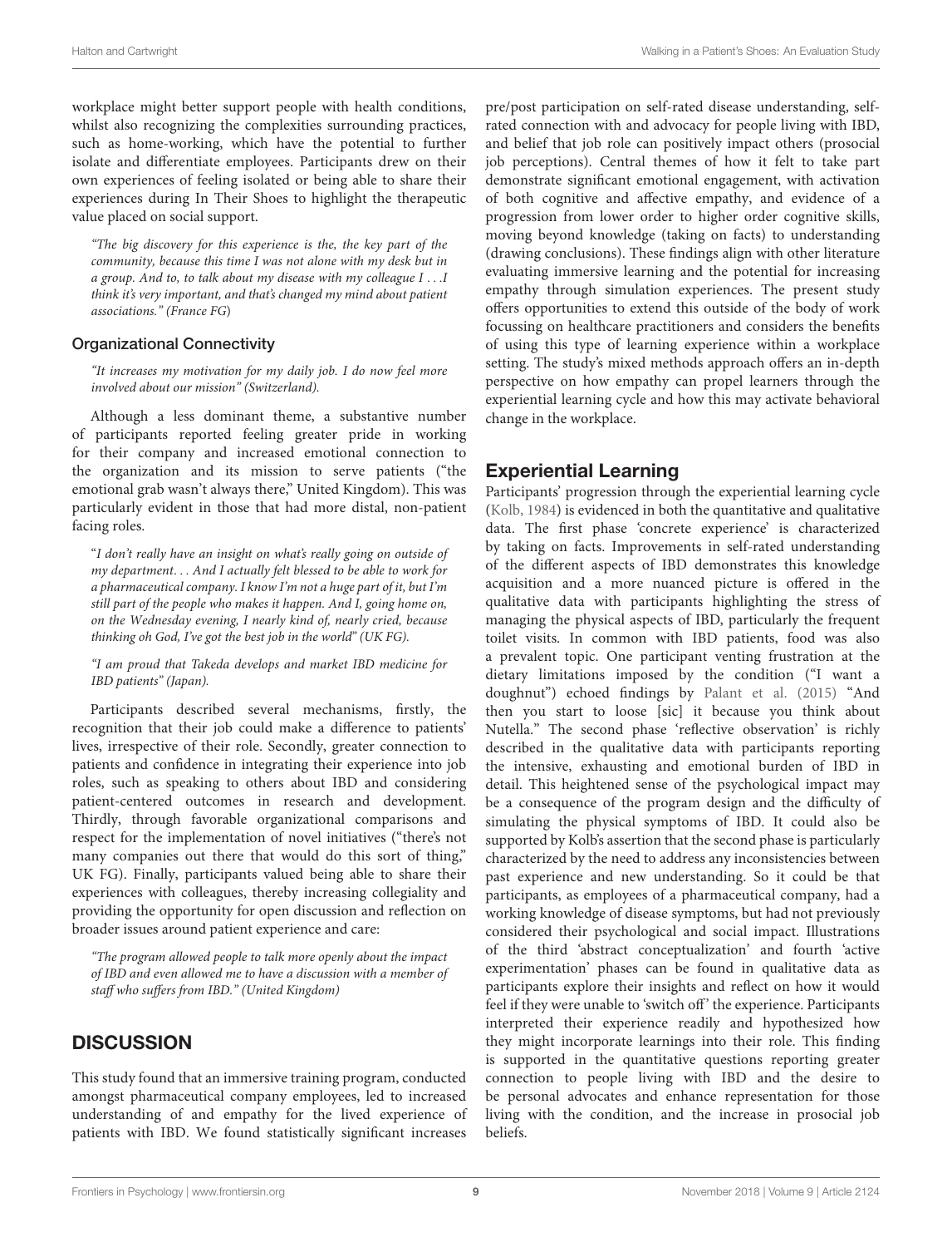workplace might better support people with health conditions, whilst also recognizing the complexities surrounding practices, such as home-working, which have the potential to further isolate and differentiate employees. Participants drew on their own experiences of feeling isolated or being able to share their experiences during In Their Shoes to highlight the therapeutic value placed on social support.

*"The big discovery for this experience is the, the key part of the community, because this time I was not alone with my desk but in a group. And to, to talk about my disease with my colleague I . . .I think it's very important, and that's changed my mind about patient associations." (France FG)*

### Organizational Connectivity

*"It increases my motivation for my daily job. I do now feel more involved about our mission" (Switzerland).*

Although a less dominant theme, a substantive number of participants reported feeling greater pride in working for their company and increased emotional connection to the organization and its mission to serve patients ("the emotional grab wasn't always there," United Kingdom). This was particularly evident in those that had more distal, non-patient facing roles.

"*I don't really have an insight on what's really going on outside of my department. . . And I actually felt blessed to be able to work for a pharmaceutical company. I know I'm not a huge part of it, but I'm still part of the people who makes it happen. And I, going home on, on the Wednesday evening, I nearly kind of, nearly cried, because thinking oh God, I've got the best job in the world" (UK FG).*

*"I am proud that Takeda develops and market IBD medicine for IBD patients" (Japan).*

Participants described several mechanisms, firstly, the recognition that their job could make a difference to patients' lives, irrespective of their role. Secondly, greater connection to patients and confidence in integrating their experience into job roles, such as speaking to others about IBD and considering patient-centered outcomes in research and development. Thirdly, through favorable organizational comparisons and respect for the implementation of novel initiatives ("there's not many companies out there that would do this sort of thing," UK FG). Finally, participants valued being able to share their experiences with colleagues, thereby increasing collegiality and providing the opportunity for open discussion and reflection on broader issues around patient experience and care:

*"The program allowed people to talk more openly about the impact of IBD and even allowed me to have a discussion with a member of staff who suffers from IBD." (United Kingdom)*

## DISCUSSION

This study found that an immersive training program, conducted amongst pharmaceutical company employees, led to increased understanding of and empathy for the lived experience of patients with IBD. We found statistically significant increases pre/post participation on self-rated disease understanding, self-rated connection with and advocacy for people living with IBD, and belief that job role can positively impact others (prosocial job perceptions). Central themes of how it felt to take part demonstrate significant emotional engagement, with activation of both cognitive and affective empathy, and evidence of a progression from lower order to higher order cognitive skills, moving beyond knowledge (taking on facts) to understanding (drawing conclusions). These findings align with other literature evaluating immersive learning and the potential for increasing empathy through simulation experiences. The present study offers opportunities to extend this outside of the body of work focussing on healthcare practitioners and considers the benefits of using this type of learning experience within a workplace setting. The study's mixed methods approach offers an in-depth perspective on how empathy can propel learners through the experiential learning cycle and how this may activate behavioral change in the workplace.

## Experiential Learning

Participants' progression through the experiential learning cycle (Kolb, 1984) is evidenced in both the quantitative and qualitative data. The first phase 'concrete experience' is characterized by taking on facts. Improvements in self-rated understanding of the different aspects of IBD demonstrates this knowledge acquisition and a more nuanced picture is offered in the qualitative data with participants highlighting the stress of managing the physical aspects of IBD, particularly the frequent toilet visits. In common with IBD patients, food was also a prevalent topic. One participant venting frustration at the dietary limitations imposed by the condition ("I want a doughnut") echoed findings by Palant et al. (2015) "And then you start to loose [sic] it because you think about Nutella." The second phase 'reflective observation' is richly described in the qualitative data with participants reporting the intensive, exhausting and emotional burden of IBD in detail. This heightened sense of the psychological impact may be a consequence of the program design and the difficulty of simulating the physical symptoms of IBD. It could also be supported by Kolb's assertion that the second phase is particularly characterized by the need to address any inconsistencies between past experience and new understanding. So it could be that participants, as employees of a pharmaceutical company, had a working knowledge of disease symptoms, but had not previously considered their psychological and social impact. Illustrations of the third 'abstract conceptualization' and fourth 'active experimentation' phases can be found in qualitative data as participants explore their insights and reflect on how it would feel if they were unable to 'switch off' the experience. Participants interpreted their experience readily and hypothesized how they might incorporate learnings into their role. This finding is supported in the quantitative questions reporting greater connection to people living with IBD and the desire to be personal advocates and enhance representation for those living with the condition, and the increase in prosocial job beliefs.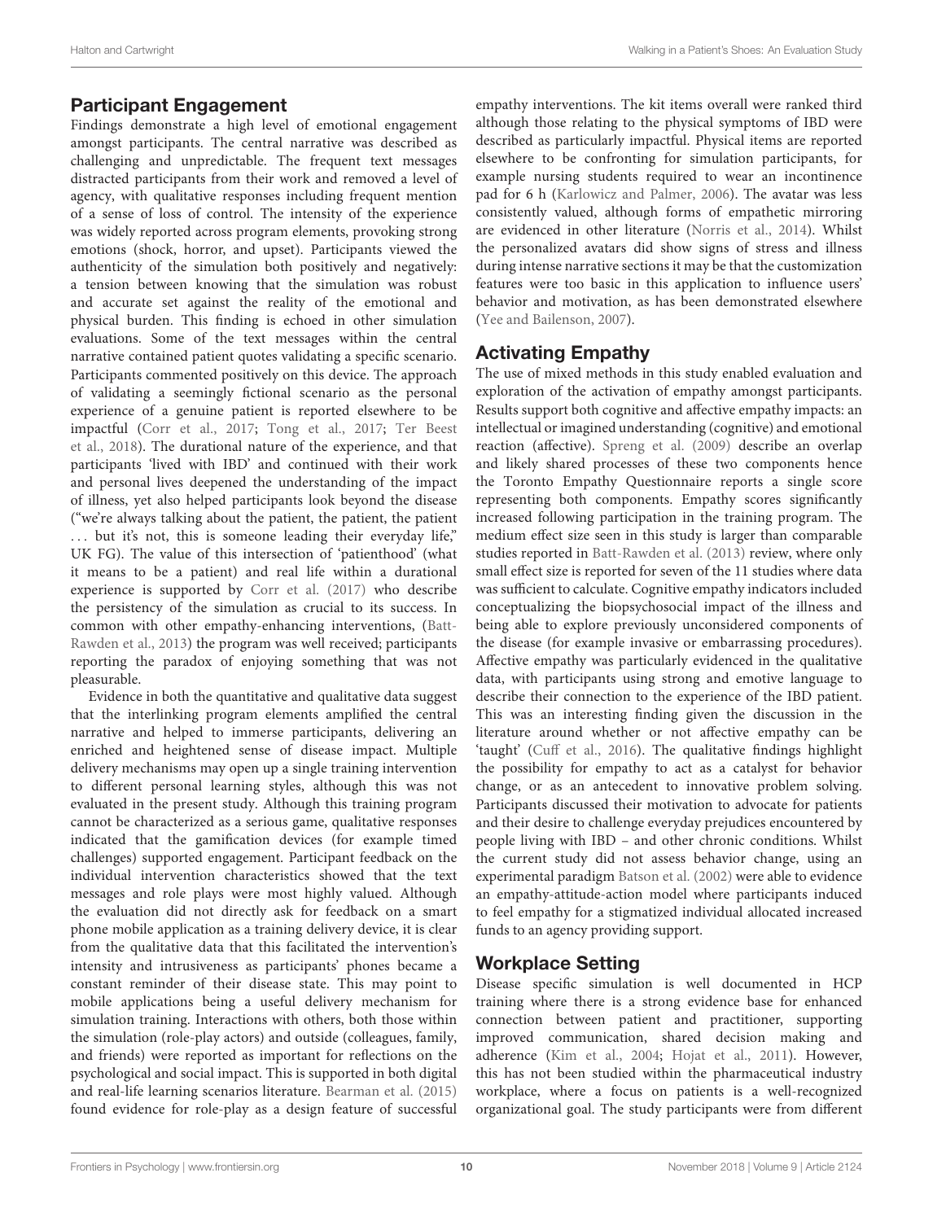## Participant Engagement

Findings demonstrate a high level of emotional engagement amongst participants. The central narrative was described as challenging and unpredictable. The frequent text messages distracted participants from their work and removed a level of agency, with qualitative responses including frequent mention of a sense of loss of control. The intensity of the experience was widely reported across program elements, provoking strong emotions (shock, horror, and upset). Participants viewed the authenticity of the simulation both positively and negatively: a tension between knowing that the simulation was robust and accurate set against the reality of the emotional and physical burden. This finding is echoed in other simulation evaluations. Some of the text messages within the central narrative contained patient quotes validating a specific scenario. Participants commented positively on this device. The approach of validating a seemingly fictional scenario as the personal experience of a genuine patient is reported elsewhere to be impactful (Corr et al., 2017; Tong et al., 2017; Ter Beest et al., 2018). The durational nature of the experience, and that participants 'lived with IBD' and continued with their work and personal lives deepened the understanding of the impact of illness, yet also helped participants look beyond the disease ("we're always talking about the patient, the patient, the patient ... but it's not, this is someone leading their everyday life," UK FG). The value of this intersection of 'patienthood' (what it means to be a patient) and real life within a durational experience is supported by Corr et al. (2017) who describe the persistency of the simulation as crucial to its success. In common with other empathy-enhancing interventions, (Batt-Rawden et al., 2013) the program was well received; participants reporting the paradox of enjoying something that was not pleasurable.

Evidence in both the quantitative and qualitative data suggest that the interlinking program elements amplified the central narrative and helped to immerse participants, delivering an enriched and heightened sense of disease impact. Multiple delivery mechanisms may open up a single training intervention to different personal learning styles, although this was not evaluated in the present study. Although this training program cannot be characterized as a serious game, qualitative responses indicated that the gamification devices (for example timed challenges) supported engagement. Participant feedback on the individual intervention characteristics showed that the text messages and role plays were most highly valued. Although the evaluation did not directly ask for feedback on a smart phone mobile application as a training delivery device, it is clear from the qualitative data that this facilitated the intervention's intensity and intrusiveness as participants' phones became a constant reminder of their disease state. This may point to mobile applications being a useful delivery mechanism for simulation training. Interactions with others, both those within the simulation (role-play actors) and outside (colleagues, family, and friends) were reported as important for reflections on the psychological and social impact. This is supported in both digital and real-life learning scenarios literature. Bearman et al. (2015) found evidence for role-play as a design feature of successful empathy interventions. The kit items overall were ranked third although those relating to the physical symptoms of IBD were described as particularly impactful. Physical items are reported elsewhere to be confronting for simulation participants, for example nursing students required to wear an incontinence pad for 6 h (Karlowicz and Palmer, 2006). The avatar was less consistently valued, although forms of empathetic mirroring are evidenced in other literature (Norris et al., 2014). Whilst the personalized avatars did show signs of stress and illness during intense narrative sections it may be that the customization features were too basic in this application to influence users' behavior and motivation, as has been demonstrated elsewhere (Yee and Bailenson, 2007).

## Activating Empathy

The use of mixed methods in this study enabled evaluation and exploration of the activation of empathy amongst participants. Results support both cognitive and affective empathy impacts: an intellectual or imagined understanding (cognitive) and emotional reaction (affective). Spreng et al. (2009) describe an overlap and likely shared processes of these two components hence the Toronto Empathy Questionnaire reports a single score representing both components. Empathy scores significantly increased following participation in the training program. The medium effect size seen in this study is larger than comparable studies reported in Batt-Rawden et al. (2013) review, where only small effect size is reported for seven of the 11 studies where data was sufficient to calculate. Cognitive empathy indicators included conceptualizing the biopsychosocial impact of the illness and being able to explore previously unconsidered components of the disease (for example invasive or embarrassing procedures). Affective empathy was particularly evidenced in the qualitative data, with participants using strong and emotive language to describe their connection to the experience of the IBD patient. This was an interesting finding given the discussion in the literature around whether or not affective empathy can be 'taught' (Cuff et al., 2016). The qualitative findings highlight the possibility for empathy to act as a catalyst for behavior change, or as an antecedent to innovative problem solving. Participants discussed their motivation to advocate for patients and their desire to challenge everyday prejudices encountered by people living with IBD – and other chronic conditions. Whilst the current study did not assess behavior change, using an experimental paradigm Batson et al. (2002) were able to evidence an empathy-attitude-action model where participants induced to feel empathy for a stigmatized individual allocated increased funds to an agency providing support.

## Workplace Setting

Disease specific simulation is well documented in HCP training where there is a strong evidence base for enhanced connection between patient and practitioner, supporting improved communication, shared decision making and adherence (Kim et al., 2004; Hojat et al., 2011). However, this has not been studied within the pharmaceutical industry workplace, where a focus on patients is a well-recognized organizational goal. The study participants were from different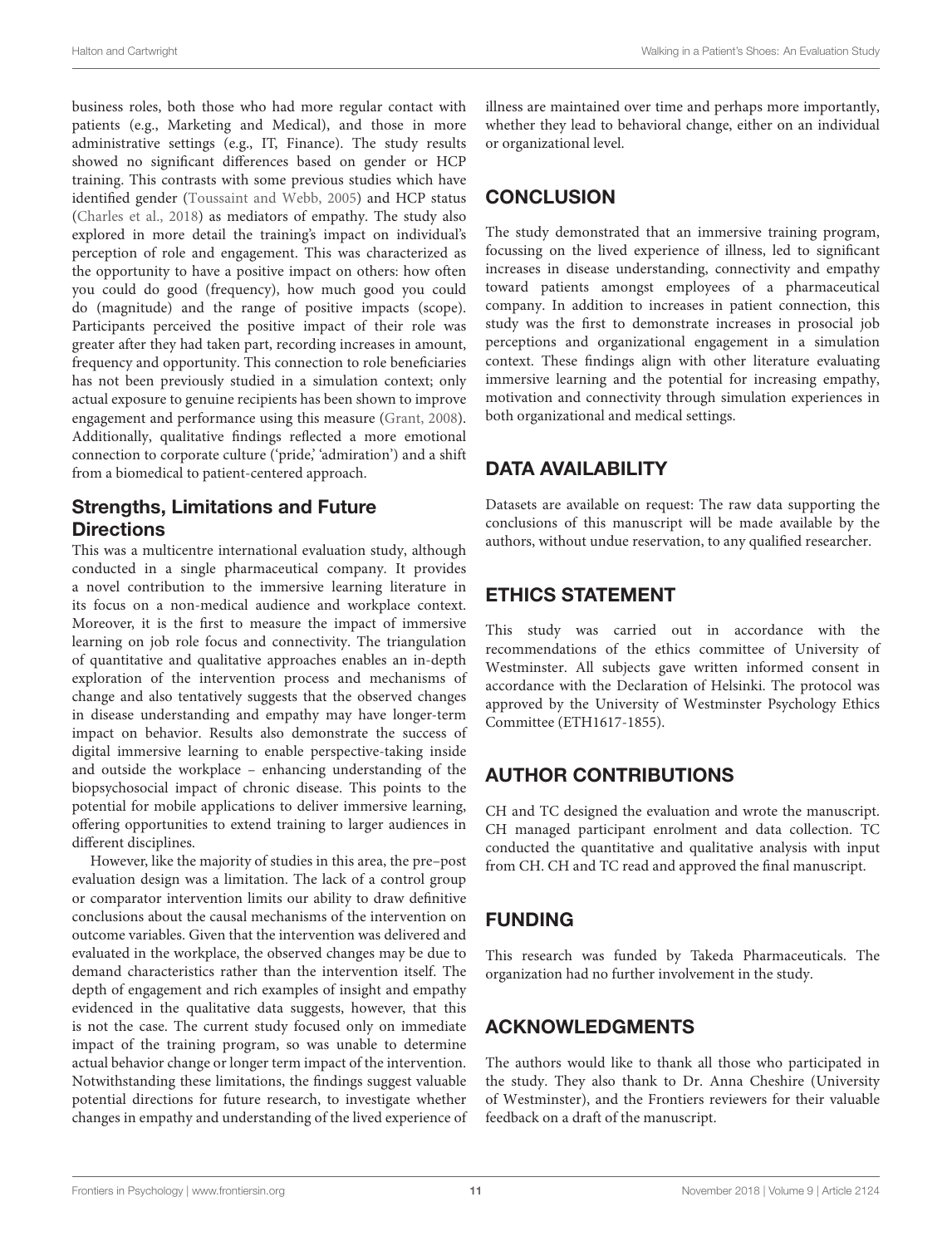business roles, both those who had more regular contact with patients (e.g., Marketing and Medical), and those in more administrative settings (e.g., IT, Finance). The study results showed no significant differences based on gender or HCP training. This contrasts with some previous studies which have identified gender (Toussaint and Webb, 2005) and HCP status (Charles et al., 2018) as mediators of empathy. The study also explored in more detail the training's impact on individual's perception of role and engagement. This was characterized as the opportunity to have a positive impact on others: how often you could do good (frequency), how much good you could do (magnitude) and the range of positive impacts (scope). Participants perceived the positive impact of their role was greater after they had taken part, recording increases in amount, frequency and opportunity. This connection to role beneficiaries has not been previously studied in a simulation context; only actual exposure to genuine recipients has been shown to improve engagement and performance using this measure (Grant, 2008). Additionally, qualitative findings reflected a more emotional connection to corporate culture ('pride,' 'admiration') and a shift from a biomedical to patient-centered approach.

### Strengths, Limitations and Future Directions

This was a multicentre international evaluation study, although conducted in a single pharmaceutical company. It provides a novel contribution to the immersive learning literature in its focus on a non-medical audience and workplace context. Moreover, it is the first to measure the impact of immersive learning on job role focus and connectivity. The triangulation of quantitative and qualitative approaches enables an in-depth exploration of the intervention process and mechanisms of change and also tentatively suggests that the observed changes in disease understanding and empathy may have longer-term impact on behavior. Results also demonstrate the success of digital immersive learning to enable perspective-taking inside and outside the workplace – enhancing understanding of the biopsychosocial impact of chronic disease. This points to the potential for mobile applications to deliver immersive learning, offering opportunities to extend training to larger audiences in different disciplines.

However, like the majority of studies in this area, the pre–post evaluation design was a limitation. The lack of a control group or comparator intervention limits our ability to draw definitive conclusions about the causal mechanisms of the intervention on outcome variables. Given that the intervention was delivered and evaluated in the workplace, the observed changes may be due to demand characteristics rather than the intervention itself. The depth of engagement and rich examples of insight and empathy evidenced in the qualitative data suggests, however, that this is not the case. The current study focused only on immediate impact of the training program, so was unable to determine actual behavior change or longer term impact of the intervention. Notwithstanding these limitations, the findings suggest valuable potential directions for future research, to investigate whether changes in empathy and understanding of the lived experience of illness are maintained over time and perhaps more importantly, whether they lead to behavioral change, either on an individual or organizational level.

## CONCLUSION

The study demonstrated that an immersive training program, focussing on the lived experience of illness, led to significant increases in disease understanding, connectivity and empathy toward patients amongst employees of a pharmaceutical company. In addition to increases in patient connection, this study was the first to demonstrate increases in prosocial job perceptions and organizational engagement in a simulation context. These findings align with other literature evaluating immersive learning and the potential for increasing empathy, motivation and connectivity through simulation experiences in both organizational and medical settings.

## DATA AVAILABILITY

Datasets are available on request: The raw data supporting the conclusions of this manuscript will be made available by the authors, without undue reservation, to any qualified researcher.

## ETHICS STATEMENT

This study was carried out in accordance with the recommendations of the ethics committee of University of Westminster. All subjects gave written informed consent in accordance with the Declaration of Helsinki. The protocol was approved by the University of Westminster Psychology Ethics Committee (ETH1617-1855).

## AUTHOR CONTRIBUTIONS

CH and TC designed the evaluation and wrote the manuscript. CH managed participant enrolment and data collection. TC conducted the quantitative and qualitative analysis with input from CH. CH and TC read and approved the final manuscript.

## FUNDING

This research was funded by Takeda Pharmaceuticals. The organization had no further involvement in the study.

## ACKNOWLEDGMENTS

The authors would like to thank all those who participated in the study. They also thank to Dr. Anna Cheshire (University of Westminster), and the Frontiers reviewers for their valuable feedback on a draft of the manuscript.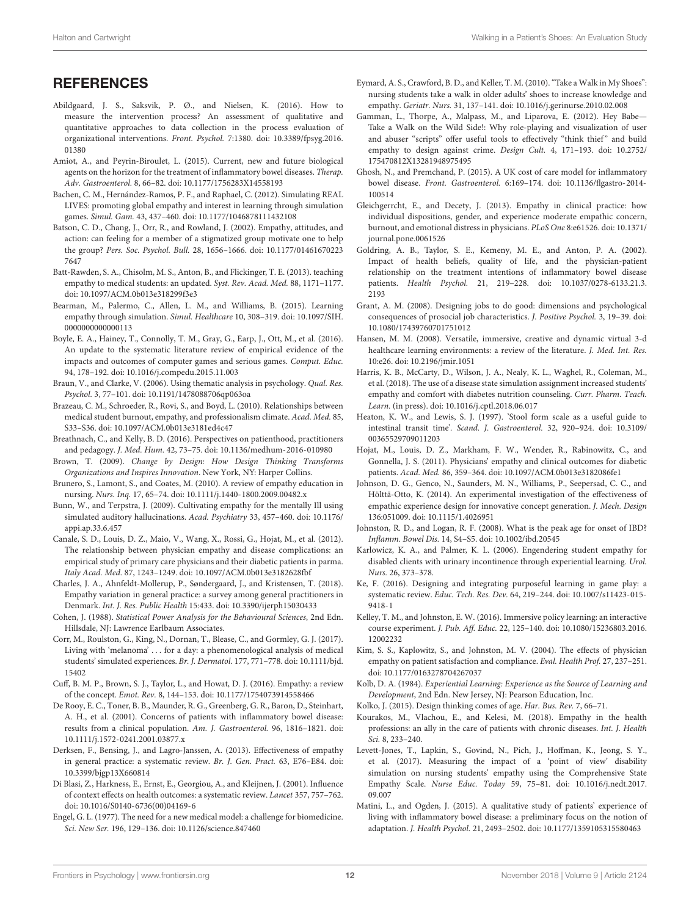## REFERENCES

Abildgaard, J. S., Saksvik, P. Ø., and Nielsen, K. (2016). How to measure the intervention process? An assessment of qualitative and quantitative approaches to data collection in the process evaluation of organizational interventions. *Front. Psychol.* 7:1380. doi: 10.3389/fpsyg.2016.01380

Amiot, A., and Peyrin-Biroulet, L. (2015). Current, new and future biological agents on the horizon for the treatment of inflammatory bowel diseases. *Therap. Adv. Gastroenterol.* 8, 66–82. doi: 10.1177/1756283X14558193

Bachen, C. M., Hernández-Ramos, P. F., and Raphael, C. (2012). Simulating REAL LIVES: promoting global empathy and interest in learning through simulation games. *Simul. Gam.* 43, 437–460. doi: 10.1177/1046878111432108

Batson, C. D., Chang, J., Orr, R., and Rowland, J. (2002). Empathy, attitudes, and action: can feeling for a member of a stigmatized group motivate one to help the group? *Pers. Soc. Psychol. Bull.* 28, 1656–1666. doi: 10.1177/014616702237647

Batt-Rawden, S. A., Chisolm, M. S., Anton, B., and Flickinger, T. E. (2013). teaching empathy to medical students: an updated. *Syst. Rev. Acad. Med.* 88, 1171–1177. doi: 10.1097/ACM.0b013e318299f3e3

Bearman, M., Palermo, C., Allen, L. M., and Williams, B. (2015). Learning empathy through simulation. *Simul. Healthcare* 10, 308–319. doi: 10.1097/SIH.0000000000000113

Boyle, E. A., Hainey, T., Connolly, T. M., Gray, G., Earp, J., Ott, M., et al. (2016). An update to the systematic literature review of empirical evidence of the impacts and outcomes of computer games and serious games. *Comput. Educ.* 94, 178–192. doi: 10.1016/j.compedu.2015.11.003

Braun, V., and Clarke, V. (2006). Using thematic analysis in psychology. *Qual. Res. Psychol.* 3, 77–101. doi: 10.1191/1478088706qp063oa

Brazeau, C. M., Schroeder, R., Rovi, S., and Boyd, L. (2010). Relationships between medical student burnout, empathy, and professionalism climate. *Acad. Med.* 85, S33–S36. doi: 10.1097/ACM.0b013e3181ed4c47

Breathnach, C., and Kelly, B. D. (2016). Perspectives on patienthood, practitioners and pedagogy. *J. Med. Hum.* 42, 73–75. doi: 10.1136/medhum-2016-010980

Brown, T. (2009). *Change by Design: How Design Thinking Transforms Organizations and Inspires Innovation*. New York, NY: Harper Collins.

Brunero, S., Lamont, S., and Coates, M. (2010). A review of empathy education in nursing. *Nurs. Inq.* 17, 65–74. doi: 10.1111/j.1440-1800.2009.00482.x

Bunn, W., and Terpstra, J. (2009). Cultivating empathy for the mentally Ill using simulated auditory hallucinations. *Acad. Psychiatry* 33, 457–460. doi: 10.1176/appi.ap.33.6.457

Canale, S. D., Louis, D. Z., Maio, V., Wang, X., Rossi, G., Hojat, M., et al. (2012). The relationship between physician empathy and disease complications: an empirical study of primary care physicians and their diabetic patients in parma. *Italy Acad. Med.* 87, 1243–1249. doi: 10.1097/ACM.0b013e3182628fbf

Charles, J. A., Ahnfeldt-Mollerup, P., Søndergaard, J., and Kristensen, T. (2018). Empathy variation in general practice: a survey among general practitioners in Denmark. *Int. J. Res. Public Health* 15:433. doi: 10.3390/ijerph15030433

Cohen, J. (1988). *Statistical Power Analysis for the Behavioural Sciences*, 2nd Edn. Hillsdale, NJ: Lawrence Earlbaum Associates.

Corr, M., Roulston, G., King, N., Dornan, T., Blease, C., and Gormley, G. J. (2017). Living with 'melanoma' . . . for a day: a phenomenological analysis of medical students' simulated experiences. *Br. J. Dermatol.* 177, 771–778. doi: 10.1111/bjd.15402

Cuff, B. M. P., Brown, S. J., Taylor, L., and Howat, D. J. (2016). Empathy: a review of the concept. *Emot. Rev.* 8, 144–153. doi: 10.1177/1754073914558466

De Rooy, E. C., Toner, B. B., Maunder, R. G., Greenberg, G. R., Baron, D., Steinhart, A. H., et al. (2001). Concerns of patients with inflammatory bowel disease: results from a clinical population. *Am. J. Gastroenterol.* 96, 1816–1821. doi: 10.1111/j.1572-0241.2001.03877.x

Derksen, F., Bensing, J., and Lagro-Janssen, A. (2013). Effectiveness of empathy in general practice: a systematic review. *Br. J. Gen. Pract.* 63, E76–E84. doi: 10.3399/bjgp13X660814

Di Blasi, Z., Harkness, E., Ernst, E., Georgiou, A., and Kleijnen, J. (2001). Influence of context effects on health outcomes: a systematic review. *Lancet* 357, 757–762. doi: 10.1016/S0140-6736(00)04169-6

Engel, G. L. (1977). The need for a new medical model: a challenge for biomedicine. *Sci. New Ser.* 196, 129–136. doi: 10.1126/science.847460

Eymard, A. S., Crawford, B. D., and Keller, T. M. (2010). "Take a Walk in My Shoes": nursing students take a walk in older adults' shoes to increase knowledge and empathy. *Geriatr. Nurs.* 31, 137–141. doi: 10.1016/j.gerinurse.2010.02.008

Gamman, L., Thorpe, A., Malpass, M., and Liparova, E. (2012). Hey Babe—Take a Walk on the Wild Side!: Why role-playing and visualization of user and abuser "scripts" offer useful tools to effectively "think thief" and build empathy to design against crime. *Design Cult.* 4, 171–193. doi: 10.2752/175470812X13281948975495

Ghosh, N., and Premchand, P. (2015). A UK cost of care model for inflammatory bowel disease. *Front. Gastroenterol.* 6:169–174. doi: 10.1136/flgastro-2014-100514

Gleichgerrcht, E., and Decety, J. (2013). Empathy in clinical practice: how individual dispositions, gender, and experience moderate empathic concern, burnout, and emotional distress in physicians. *PLoS One* 8:e61526. doi: 10.1371/journal.pone.0061526

Goldring, A. B., Taylor, S. E., Kemeny, M. E., and Anton, P. A. (2002). Impact of health beliefs, quality of life, and the physician-patient relationship on the treatment intentions of inflammatory bowel disease patients. *Health Psychol.* 21, 219–228. doi: 10.1037/0278-6133.21.3.2193

Grant, A. M. (2008). Designing jobs to do good: dimensions and psychological consequences of prosocial job characteristics. *J. Positive Psychol.* 3, 19–39. doi: 10.1080/17439760701751012

Hansen, M. M. (2008). Versatile, immersive, creative and dynamic virtual 3-d healthcare learning environments: a review of the literature. *J. Med. Int. Res.* 10:e26. doi: 10.2196/jmir.1051

Harris, K. B., McCarty, D., Wilson, J. A., Nealy, K. L., Waghel, R., Coleman, M., et al. (2018). The use of a disease state simulation assignment increased students' empathy and comfort with diabetes nutrition counseling. *Curr. Pharm. Teach. Learn.* (in press). doi: 10.1016/j.cptl.2018.06.017

Heaton, K. W., and Lewis, S. J. (1997). 'Stool form scale as a useful guide to intestinal transit time'. *Scand. J. Gastroenterol.* 32, 920–924. doi: 10.3109/00365529709011203

Hojat, M., Louis, D. Z., Markham, F. W., Wender, R., Rabinowitz, C., and Gonnella, J. S. (2011). Physicians' empathy and clinical outcomes for diabetic patients. *Acad. Med.* 86, 359–364. doi: 10.1097/ACM.0b013e3182086fe1

Johnson, D. G., Genco, N., Saunders, M. N., Williams, P., Seepersad, C. C., and Hölttä-Otto, K. (2014). An experimental investigation of the effectiveness of empathic experience design for innovative concept generation. *J. Mech. Design* 136:051009. doi: 10.1115/1.4026951

Johnston, R. D., and Logan, R. F. (2008). What is the peak age for onset of IBD? *Inflamm. Bowel Dis.* 14, S4–S5. doi: 10.1002/ibd.20545

Karlowicz, K. A., and Palmer, K. L. (2006). Engendering student empathy for disabled clients with urinary incontinence through experiential learning. *Urol. Nurs.* 26, 373–378.

Ke, F. (2016). Designing and integrating purposeful learning in game play: a systematic review. *Educ. Tech. Res. Dev.* 64, 219–244. doi: 10.1007/s11423-015-9418-1

Kelley, T. M., and Johnston, E. W. (2016). Immersive policy learning: an interactive course experiment. *J. Pub. Aff. Educ.* 22, 125–140. doi: 10.1080/15236803.2016.12002232

Kim, S. S., Kaplowitz, S., and Johnston, M. V. (2004). The effects of physician empathy on patient satisfaction and compliance. *Eval. Health Prof.* 27, 237–251. doi: 10.1177/0163278704267037

Kolb, D. A. (1984). *Experiential Learning: Experience as the Source of Learning and Development*, 2nd Edn. New Jersey, NJ: Pearson Education, Inc.

Kolko, J. (2015). Design thinking comes of age. *Har. Bus. Rev.* 7, 66–71.

Kourakos, M., Vlachou, E., and Kelesi, M. (2018). Empathy in the health professions: an ally in the care of patients with chronic diseases. *Int. J. Health Sci.* 8, 233–240.

Levett-Jones, T., Lapkin, S., Govind, N., Pich, J., Hoffman, K., Jeong, S. Y., et al. (2017). Measuring the impact of a 'point of view' disability simulation on nursing students' empathy using the Comprehensive State Empathy Scale. *Nurse Educ. Today* 59, 75–81. doi: 10.1016/j.nedt.2017.09.007

Matini, L., and Ogden, J. (2015). A qualitative study of patients' experience of living with inflammatory bowel disease: a preliminary focus on the notion of adaptation. *J. Health Psychol.* 21, 2493–2502. doi: 10.1177/1359105315580463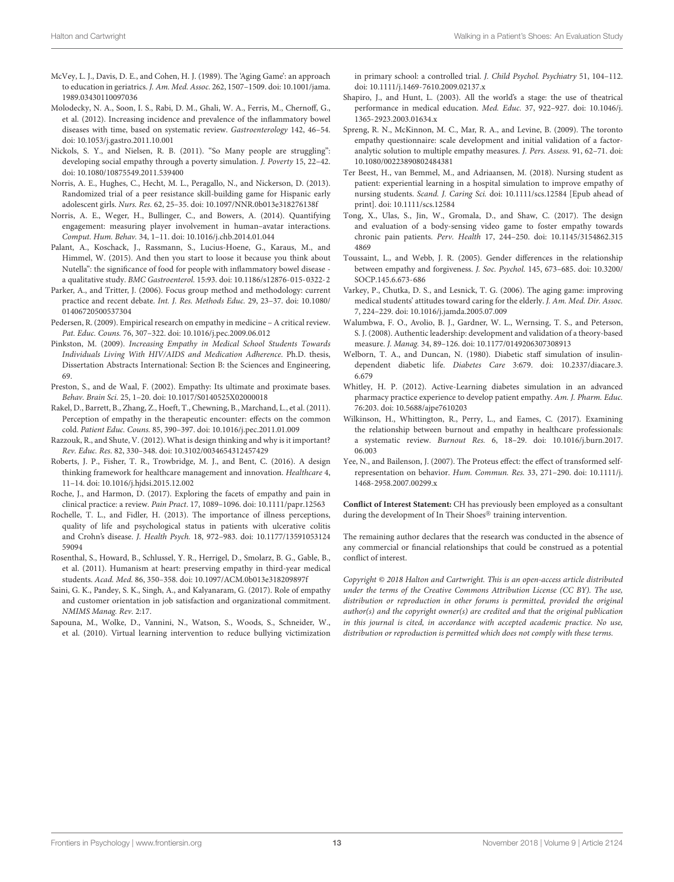McVey, L. J., Davis, D. E., and Cohen, H. J. (1989). The 'Aging Game': an approach to education in geriatrics. *J. Am. Med. Assoc.* 262, 1507–1509. doi: 10.1001/jama.1989.03430110097036

Molodecky, N. A., Soon, I. S., Rabi, D. M., Ghali, W. A., Ferris, M., Chernoff, G., et al. (2012). Increasing incidence and prevalence of the inflammatory bowel diseases with time, based on systematic review. *Gastroenterology* 142, 46–54. doi: 10.1053/j.gastro.2011.10.001

Nickols, S. Y., and Nielsen, R. B. (2011). "So Many people are struggling": developing social empathy through a poverty simulation. *J. Poverty* 15, 22–42. doi: 10.1080/10875549.2011.539400

Norris, A. E., Hughes, C., Hecht, M. L., Peragallo, N., and Nickerson, D. (2013). Randomized trial of a peer resistance skill-building game for Hispanic early adolescent girls. *Nurs. Res.* 62, 25–35. doi: 10.1097/NNR.0b013e318276138f

Norris, A. E., Weger, H., Bullinger, C., and Bowers, A. (2014). Quantifying engagement: measuring player involvement in human–avatar interactions. *Comput. Hum. Behav.* 34, 1–11. doi: 10.1016/j.chb.2014.01.044

Palant, A., Koschack, J., Rassmann, S., Lucius-Hoene, G., Karaus, M., and Himmel, W. (2015). And then you start to loose it because you think about Nutella": the significance of food for people with inflammatory bowel disease - a qualitative study. *BMC Gastroenterol.* 15:93. doi: 10.1186/s12876-015-0322-2

Parker, A., and Tritter, J. (2006). Focus group method and methodology: current practice and recent debate. *Int. J. Res. Methods Educ.* 29, 23–37. doi: 10.1080/01406720500537304

Pedersen, R. (2009). Empirical research on empathy in medicine – A critical review. *Pat. Educ. Couns.* 76, 307–322. doi: 10.1016/j.pec.2009.06.012

Pinkston, M. (2009). *Increasing Empathy in Medical School Students Towards Individuals Living With HIV/AIDS and Medication Adherence*. Ph.D. thesis, Dissertation Abstracts International: Section B: the Sciences and Engineering, 69.

Preston, S., and de Waal, F. (2002). Empathy: Its ultimate and proximate bases. *Behav. Brain Sci.* 25, 1–20. doi: 10.1017/S0140525X02000018

Rakel, D., Barrett, B., Zhang, Z., Hoeft, T., Chewning, B., Marchand, L., et al. (2011). Perception of empathy in the therapeutic encounter: effects on the common cold. *Patient Educ. Couns.* 85, 390–397. doi: 10.1016/j.pec.2011.01.009

Razzouk, R., and Shute, V. (2012). What is design thinking and why is it important? *Rev. Educ. Res.* 82, 330–348. doi: 10.3102/0034654312457429

Roberts, J. P., Fisher, T. R., Trowbridge, M. J., and Bent, C. (2016). A design thinking framework for healthcare management and innovation. *Healthcare* 4, 11–14. doi: 10.1016/j.hjdsi.2015.12.002

Roche, J., and Harmon, D. (2017). Exploring the facets of empathy and pain in clinical practice: a review. *Pain Pract.* 17, 1089–1096. doi: 10.1111/papr.12563

Rochelle, T. L., and Fidler, H. (2013). The importance of illness perceptions, quality of life and psychological status in patients with ulcerative colitis and Crohn's disease. *J. Health Psych.* 18, 972–983. doi: 10.1177/1359105312459094

Rosenthal, S., Howard, B., Schlussel, Y. R., Herrigel, D., Smolarz, B. G., Gable, B., et al. (2011). Humanism at heart: preserving empathy in third-year medical students. *Acad. Med.* 86, 350–358. doi: 10.1097/ACM.0b013e318209897f

Saini, G. K., Pandey, S. K., Singh, A., and Kalyanaram, G. (2017). Role of empathy and customer orientation in job satisfaction and organizational commitment. *NMIMS Manag. Rev.* 2:17.

Sapouna, M., Wolke, D., Vannini, N., Watson, S., Woods, S., Schneider, W., et al. (2010). Virtual learning intervention to reduce bullying victimization in primary school: a controlled trial. *J. Child Psychol. Psychiatry* 51, 104–112. doi: 10.1111/j.1469-7610.2009.02137.x

Shapiro, J., and Hunt, L. (2003). All the world's a stage: the use of theatrical performance in medical education. *Med. Educ.* 37, 922–927. doi: 10.1046/j.1365-2923.2003.01634.x

Spreng, R. N., McKinnon, M. C., Mar, R. A., and Levine, B. (2009). The toronto empathy questionnaire: scale development and initial validation of a factor-analytic solution to multiple empathy measures. *J. Pers. Assess.* 91, 62–71. doi: 10.1080/00223890802484381

Ter Beest, H., van Bemmel, M., and Adriaansen, M. (2018). Nursing student as patient: experiential learning in a hospital simulation to improve empathy of nursing students. *Scand. J. Caring Sci.* doi: 10.1111/scs.12584 [Epub ahead of print]. doi: 10.1111/scs.12584

Tong, X., Ulas, S., Jin, W., Gromala, D., and Shaw, C. (2017). The design and evaluation of a body-sensing video game to foster empathy towards chronic pain patients. *Perv. Health* 17, 244–250. doi: 10.1145/3154862.3154869

Toussaint, L., and Webb, J. R. (2005). Gender differences in the relationship between empathy and forgiveness. *J. Soc. Psychol.* 145, 673–685. doi: 10.3200/SOCP.145.6.673-686

Varkey, P., Chutka, D. S., and Lesnick, T. G. (2006). The aging game: improving medical students' attitudes toward caring for the elderly. *J. Am. Med. Dir. Assoc.* 7, 224–229. doi: 10.1016/j.jamda.2005.07.009

Walumbwa, F. O., Avolio, B. J., Gardner, W. L., Wernsing, T. S., and Peterson, S. J. (2008). Authentic leadership: development and validation of a theory-based measure. *J. Manag.* 34, 89–126. doi: 10.1177/0149206307308913

Welborn, T. A., and Duncan, N. (1980). Diabetic staff simulation of insulin-dependent diabetic life. *Diabetes Care* 3:679. doi: 10.2337/diacare.3.6.679

Whitley, H. P. (2012). Active-Learning diabetes simulation in an advanced pharmacy practice experience to develop patient empathy. *Am. J. Pharm. Educ.* 76:203. doi: 10.5688/ajpe7610203

Wilkinson, H., Whittington, R., Perry, L., and Eames, C. (2017). Examining the relationship between burnout and empathy in healthcare professionals: a systematic review. *Burnout Res.* 6, 18–29. doi: 10.1016/j.burn.2017.06.003

Yee, N., and Bailenson, J. (2007). The Proteus effect: the effect of transformed self-representation on behavior. *Hum. Commun. Res.* 33, 271–290. doi: 10.1111/j.1468-2958.2007.00299.x

**Conflict of Interest Statement:** CH has previously been employed as a consultant during the development of In Their Shoes® training intervention.

The remaining author declares that the research was conducted in the absence of any commercial or financial relationships that could be construed as a potential conflict of interest.

*Copyright © 2018 Halton and Cartwright. This is an open-access article distributed under the terms of the Creative Commons Attribution License (CC BY). The use, distribution or reproduction in other forums is permitted, provided the original author(s) and the copyright owner(s) are credited and that the original publication in this journal is cited, in accordance with accepted academic practice. No use, distribution or reproduction is permitted which does not comply with these terms.*